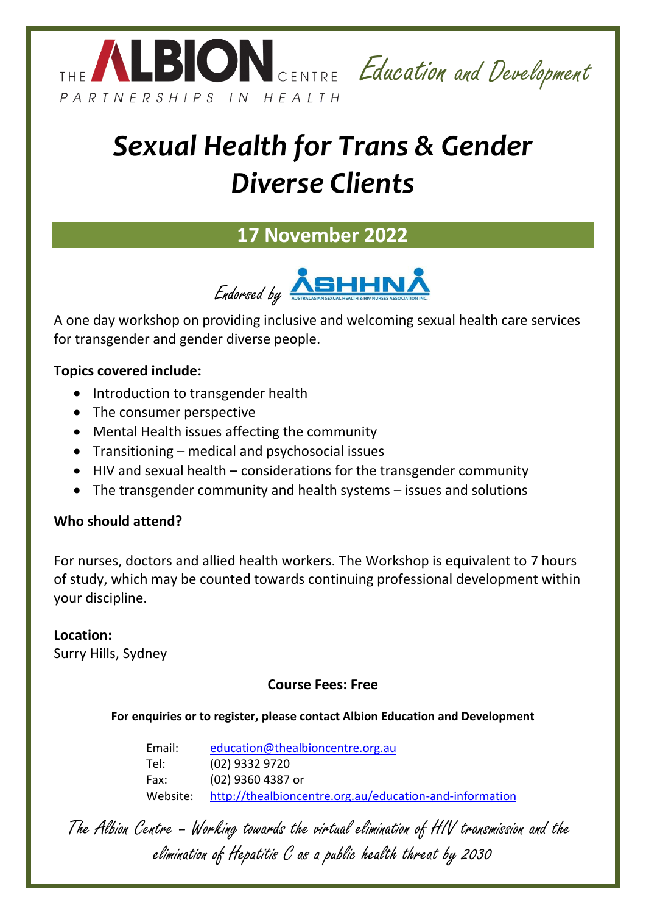THE ALBION CENTRE
PARTNERSHIPS IN HEALTH

*Education and Development*

# *Sexual Health for Trans & Gender Diverse Clients*

## 17 November 2022

*Endorsed by* ASHHNA AUSTRALASIAN SEXUAL HEALTH & HIV NURSES ASSOCIATION INC.

A one day workshop on providing inclusive and welcoming sexual health care services for transgender and gender diverse people.

**Topics covered include:**

- Introduction to transgender health
- The consumer perspective
- Mental Health issues affecting the community
- Transitioning – medical and psychosocial issues
- HIV and sexual health – considerations for the transgender community
- The transgender community and health systems – issues and solutions

**Who should attend?**

For nurses, doctors and allied health workers. The Workshop is equivalent to 7 hours of study, which may be counted towards continuing professional development within your discipline.

**Location:**
Surry Hills, Sydney

**Course Fees: Free**

**For enquiries or to register, please contact Albion Education and Development**

Email: education@thealbioncentre.org.au
Tel: (02) 9332 9720
Fax: (02) 9360 4387 or
Website: http://thealbioncentre.org.au/education-and-information

*The Albion Centre – Working towards the virtual elimination of HIV transmission and the elimination of Hepatitis C as a public health threat by 2030*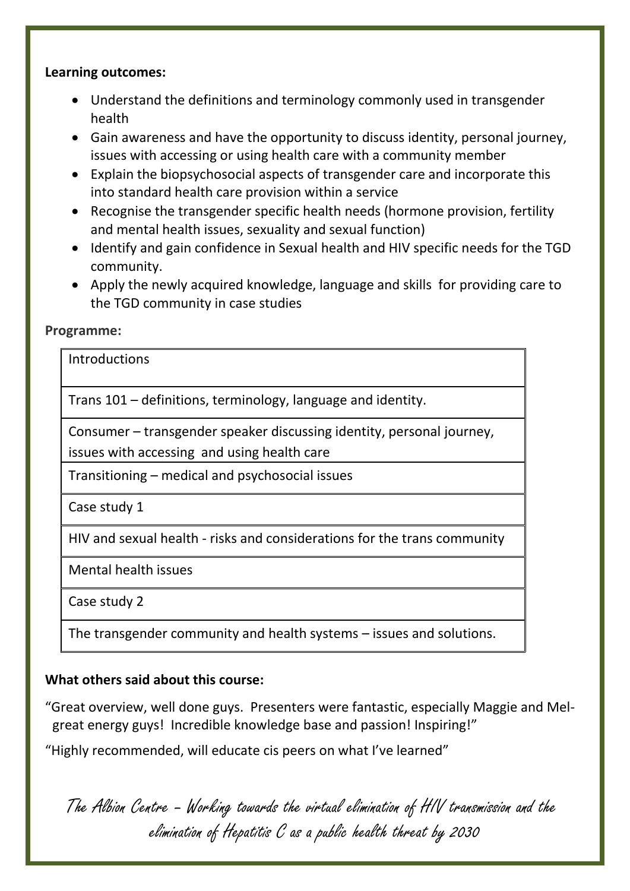**Learning outcomes:**

- Understand the definitions and terminology commonly used in transgender health
- Gain awareness and have the opportunity to discuss identity, personal journey, issues with accessing or using health care with a community member
- Explain the biopsychosocial aspects of transgender care and incorporate this into standard health care provision within a service
- Recognise the transgender specific health needs (hormone provision, fertility and mental health issues, sexuality and sexual function)
- Identify and gain confidence in Sexual health and HIV specific needs for the TGD community.
- Apply the newly acquired knowledge, language and skills for providing care to the TGD community in case studies

**Programme:**

| |
|---|
| Introductions |
| Trans 101 – definitions, terminology, language and identity. |
| Consumer – transgender speaker discussing identity, personal journey, issues with accessing and using health care |
| Transitioning – medical and psychosocial issues |
| Case study 1 |
| HIV and sexual health - risks and considerations for the trans community |
| Mental health issues |
| Case study 2 |
| The transgender community and health systems – issues and solutions. |

**What others said about this course:**

"Great overview, well done guys. Presenters were fantastic, especially Maggie and Mel- great energy guys! Incredible knowledge base and passion! Inspiring!"

"Highly recommended, will educate cis peers on what I've learned"

*The Albion Centre – Working towards the virtual elimination of HIV transmission and the elimination of Hepatitis C as a public health threat by 2030*